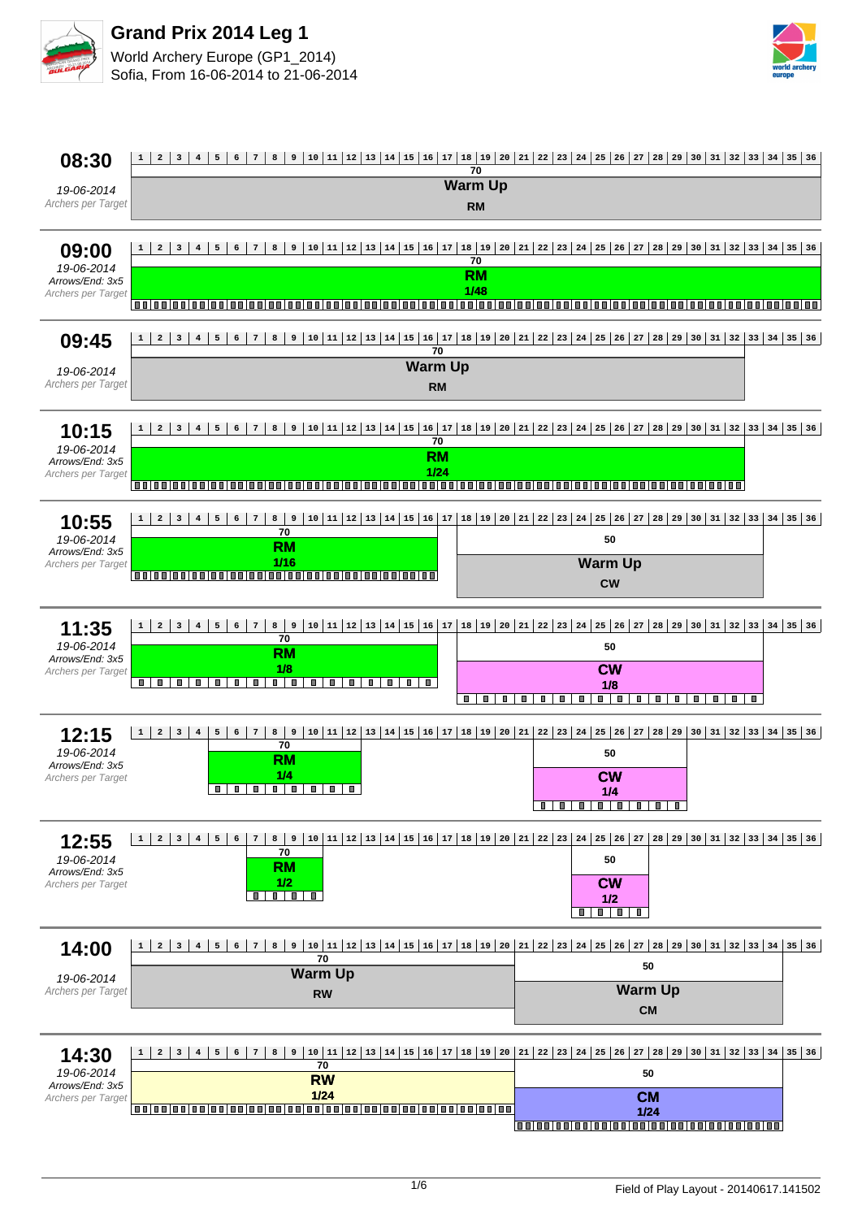# Grand Prix 2014 Leg 1

World Archery Europe (GP1_2014)
Sofia, From 16-06-2014 to 21-06-2014

## 08:30
19-06-2014
Archers per Target

Targets 1–36, Distance 70: **Warm Up** – RM

## 09:00
19-06-2014
Arrows/End: 3x5
Archers per Target

Targets 1–36, Distance 70: **RM** 1/48

## 09:45
19-06-2014
Archers per Target

Targets 1–32, Distance 70: **Warm Up** – RM

## 10:15
19-06-2014
Arrows/End: 3x5
Archers per Target

Targets 1–32, Distance 70: **RM** 1/24

## 10:55
19-06-2014
Arrows/End: 3x5
Archers per Target

Targets 1–16, Distance 70: **RM** 1/16

Targets 18–33, Distance 50: **Warm Up** – CW

## 11:35
19-06-2014
Arrows/End: 3x5
Archers per Target

Targets 1–16, Distance 70: **RM** 1/8

Targets 18–33, Distance 50: **CW** 1/8

## 12:15
19-06-2014
Arrows/End: 3x5
Archers per Target

Targets 5–12, Distance 70: **RM** 1/4

Targets 22–29, Distance 50: **CW** 1/4

## 12:55
19-06-2014
Arrows/End: 3x5
Archers per Target

Targets 7–10, Distance 70: **RM** 1/2

Targets 24–27, Distance 50: **CW** 1/2

## 14:00
19-06-2014
Archers per Target

Targets 1–20, Distance 70: **Warm Up** – RW

Targets 21–34, Distance 50: **Warm Up** – CM

## 14:30
19-06-2014
Arrows/End: 3x5
Archers per Target

Targets 1–20, Distance 70: **RW** 1/24

Targets 21–34, Distance 50: **CM** 1/24

Field of Play Layout - 20140617.141502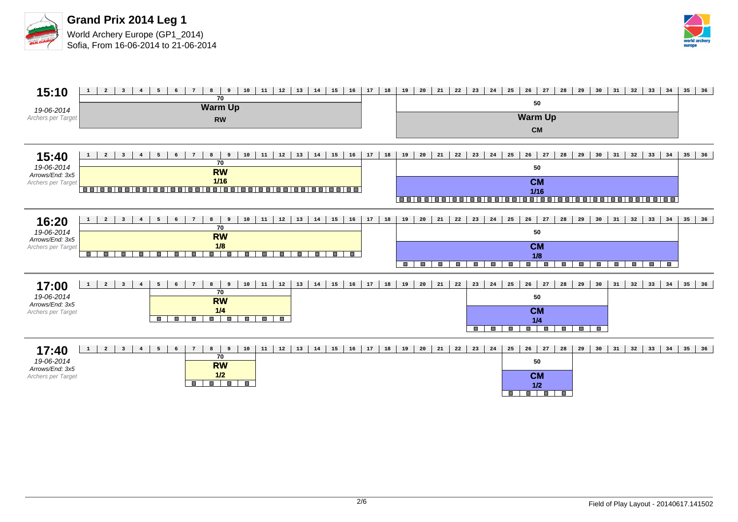# Grand Prix 2014 Leg 1

World Archery Europe (GP1_2014)
Sofia, From 16-06-2014 to 21-06-2014

## 15:10
*19-06-2014*
*Archers per Target*

| Targets | Distance | Event | Phase |
|---|---|---|---|
| 1–16 | 70 | Warm Up | RW |
| 19–34 | 50 | Warm Up | CM |

## 15:40
*19-06-2014*
*Arrows/End: 3x5*
*Archers per Target*

| Targets | Distance | Event | Phase | Archers per Target |
|---|---|---|---|---|
| 1–16 | 70 | RW | 1/16 | 2 |
| 19–34 | 50 | CM | 1/16 | 2 |

## 16:20
*19-06-2014*
*Arrows/End: 3x5*
*Archers per Target*

| Targets | Distance | Event | Phase | Archers per Target |
|---|---|---|---|---|
| 1–16 | 70 | RW | 1/8 | 1 |
| 19–34 | 50 | CM | 1/8 | 1 |

## 17:00
*19-06-2014*
*Arrows/End: 3x5*
*Archers per Target*

| Targets | Distance | Event | Phase | Archers per Target |
|---|---|---|---|---|
| 5–12 | 70 | RW | 1/4 | 1 |
| 23–30 | 50 | CM | 1/4 | 1 |

## 17:40
*19-06-2014*
*Arrows/End: 3x5*
*Archers per Target*

| Targets | Distance | Event | Phase | Archers per Target |
|---|---|---|---|---|
| 7–10 | 70 | RW | 1/2 | 1 |
| 25–28 | 50 | CM | 1/2 | 1 |

Field of Play Layout - 20140617.141502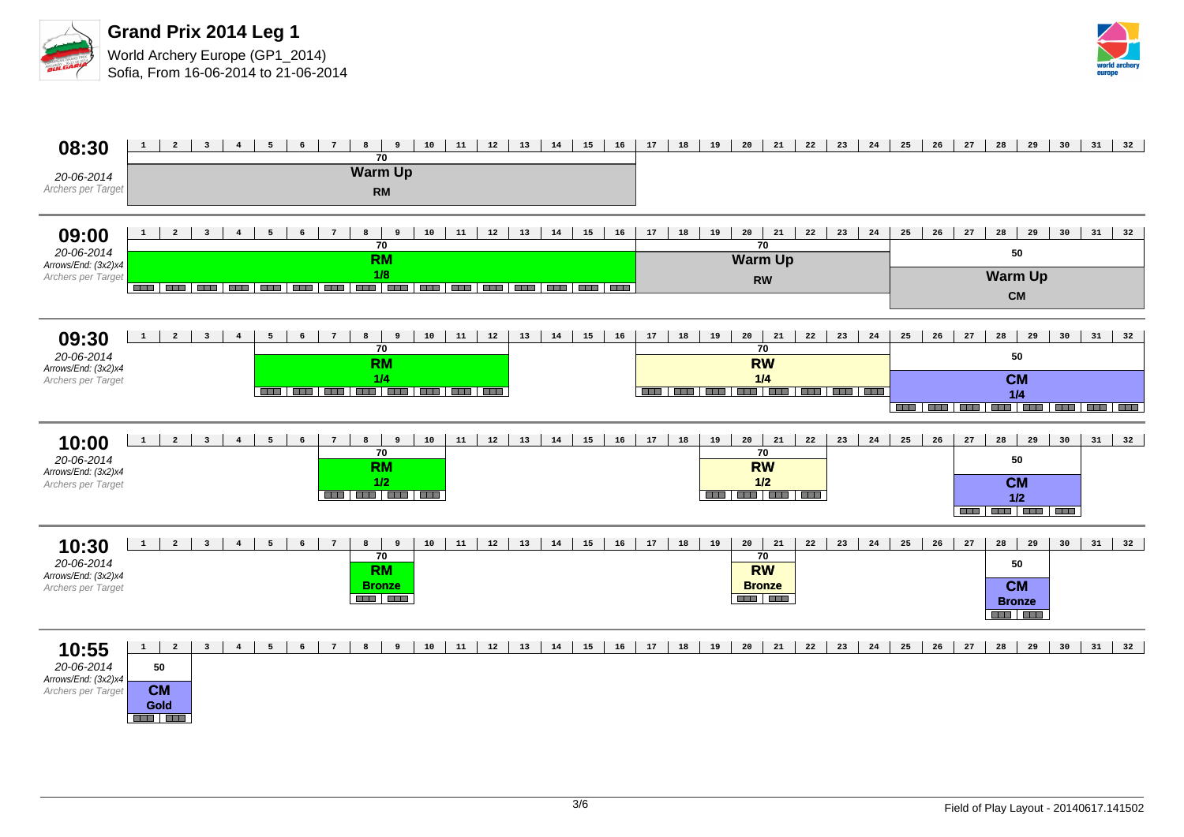# Grand Prix 2014 Leg 1

World Archery Europe (GP1_2014)
Sofia, From 16-06-2014 to 21-06-2014

## 08:30

*20-06-2014*
*Archers per Target*

| Targets | Distance | Event | Phase |
|---|---|---|---|
| 1–16 | 70 | Warm Up | RM |

## 09:00

*20-06-2014*
*Arrows/End: (3x2)x4*
*Archers per Target*

| Targets | Distance | Event | Phase |
|---|---|---|---|
| 1–16 | 70 | RM | 1/8 |
| 17–24 | 70 | Warm Up | RW |
| 25–32 | 50 | Warm Up | CM |

## 09:30

*20-06-2014*
*Arrows/End: (3x2)x4*
*Archers per Target*

| Targets | Distance | Event | Phase |
|---|---|---|---|
| 5–12 | 70 | RM | 1/4 |
| 17–24 | 70 | RW | 1/4 |
| 25–32 | 50 | CM | 1/4 |

## 10:00

*20-06-2014*
*Arrows/End: (3x2)x4*
*Archers per Target*

| Targets | Distance | Event | Phase |
|---|---|---|---|
| 7–10 | 70 | RM | 1/2 |
| 19–22 | 70 | RW | 1/2 |
| 27–30 | 50 | CM | 1/2 |

## 10:30

*20-06-2014*
*Arrows/End: (3x2)x4*
*Archers per Target*

| Targets | Distance | Event | Phase |
|---|---|---|---|
| 8–9 | 70 | RM | Bronze |
| 20–21 | 70 | RW | Bronze |
| 28–29 | 50 | CM | Bronze |

## 10:55

*20-06-2014*
*Arrows/End: (3x2)x4*
*Archers per Target*

| Targets | Distance | Event | Phase |
|---|---|---|---|
| 1–2 | 50 | CM | Gold |

Field of Play Layout - 20140617.141502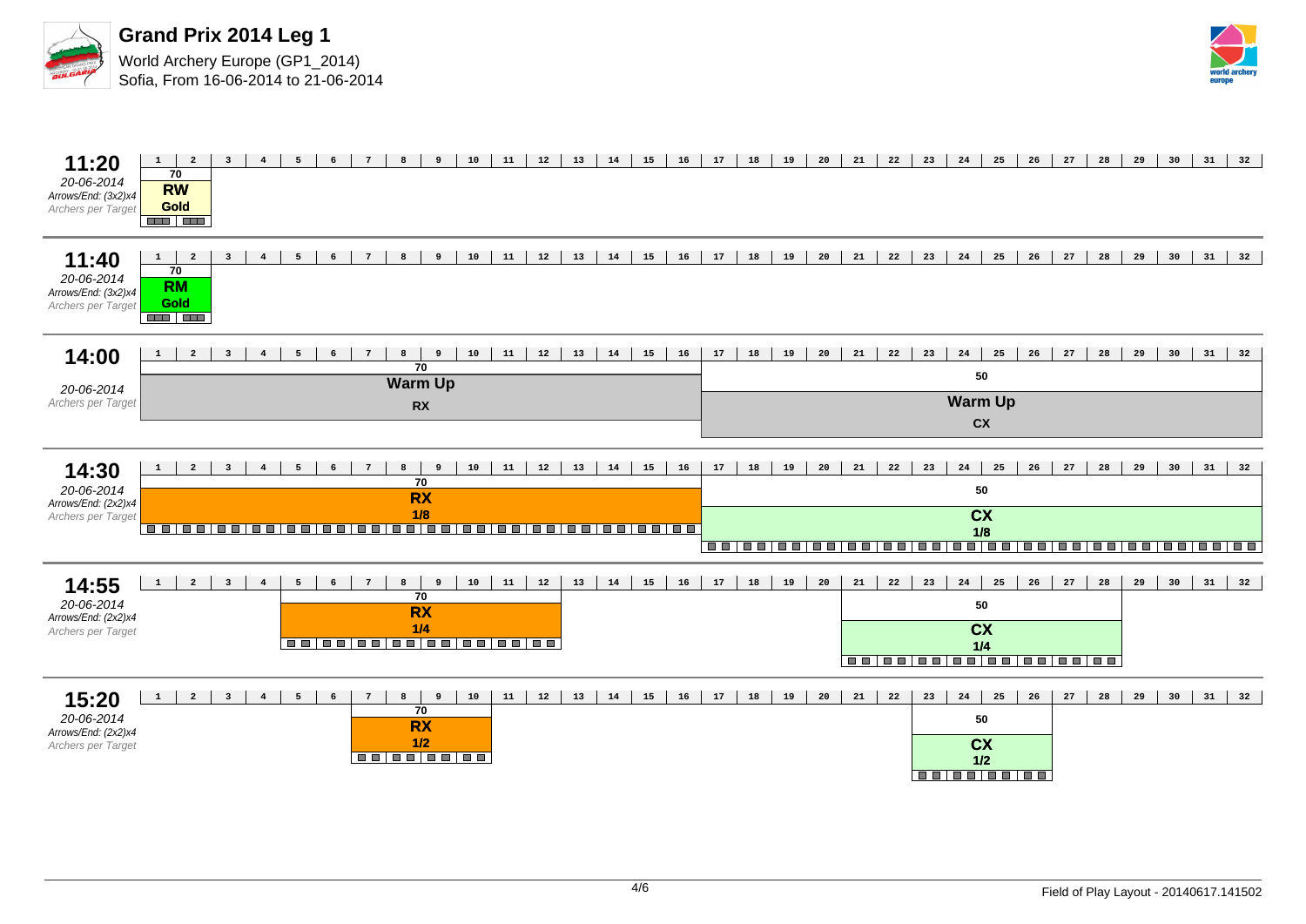# Grand Prix 2014 Leg 1

World Archery Europe (GP1_2014)
Sofia, From 16-06-2014 to 21-06-2014

## 11:20

20-06-2014
Arrows/End: (3x2)x4
Archers per Target

| Targets | Distance | Event | Phase |
|---|---|---|---|
| 1–2 | 70 | RW | Gold |

## 11:40

20-06-2014
Arrows/End: (3x2)x4
Archers per Target

| Targets | Distance | Event | Phase |
|---|---|---|---|
| 1–2 | 70 | RM | Gold |

## 14:00

20-06-2014
Archers per Target

| Targets | Distance | Event | Phase |
|---|---|---|---|
| 1–16 | 70 | Warm Up | RX |
| 17–32 | 50 | Warm Up | CX |

## 14:30

20-06-2014
Arrows/End: (2x2)x4
Archers per Target

| Targets | Distance | Event | Phase |
|---|---|---|---|
| 1–16 | 70 | RX | 1/8 |
| 17–32 | 50 | CX | 1/8 |

## 14:55

20-06-2014
Arrows/End: (2x2)x4
Archers per Target

| Targets | Distance | Event | Phase |
|---|---|---|---|
| 5–12 | 70 | RX | 1/4 |
| 21–28 | 50 | CX | 1/4 |

## 15:20

20-06-2014
Arrows/End: (2x2)x4
Archers per Target

| Targets | Distance | Event | Phase |
|---|---|---|---|
| 7–10 | 70 | RX | 1/2 |
| 23–26 | 50 | CX | 1/2 |

Field of Play Layout - 20140617.141502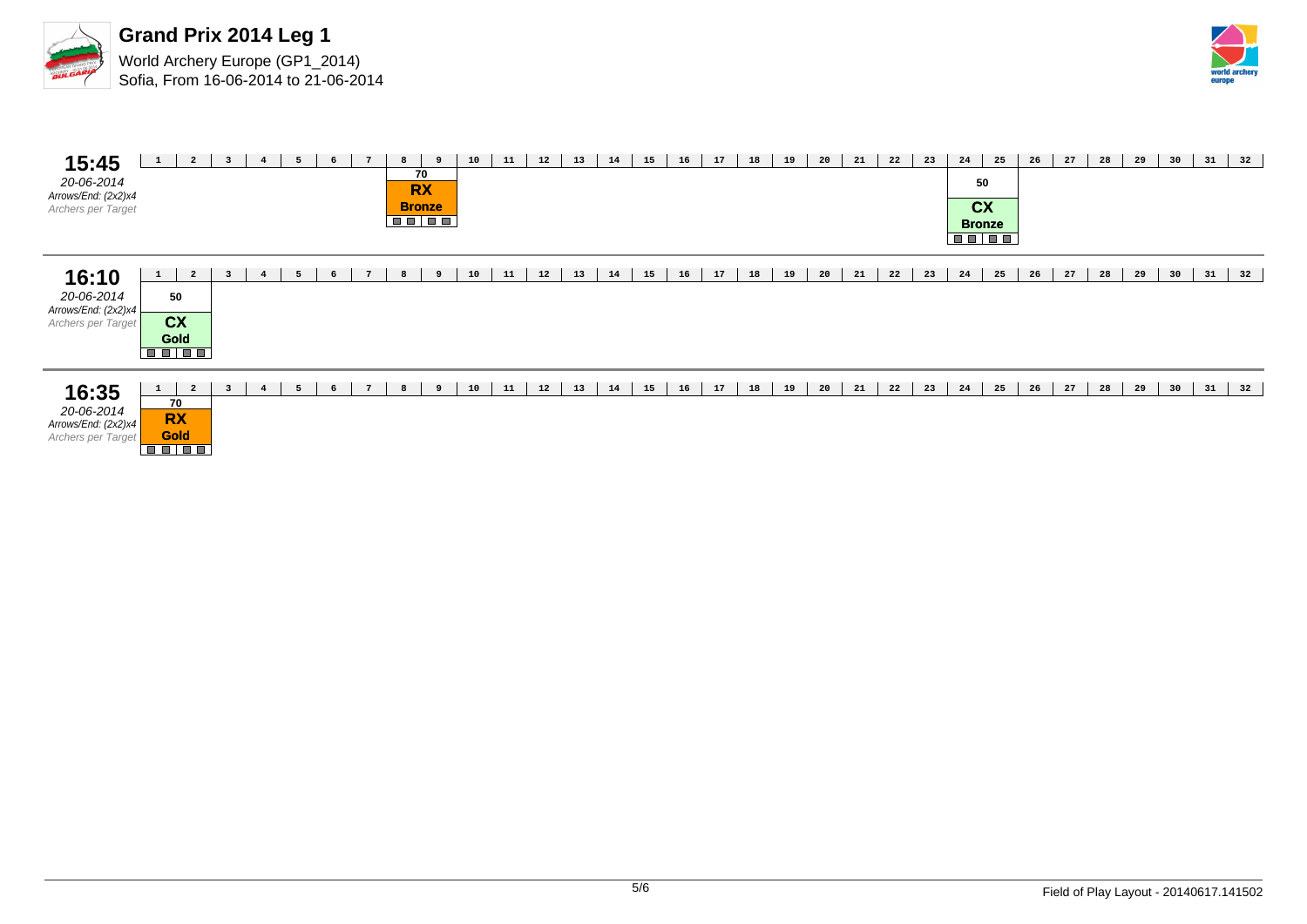# Grand Prix 2014 Leg 1

World Archery Europe (GP1_2014)
Sofia, From 16-06-2014 to 21-06-2014

## 15:45

*20-06-2014*
*Arrows/End: (2x2)x4*
*Archers per Target*

| 1 | 2 | 3 | 4 | 5 | 6 | 7 | 8 | 9 | 10 | 11 | 12 | 13 | 14 | 15 | 16 | 17 | 18 | 19 | 20 | 21 | 22 | 23 | 24 | 25 | 26 | 27 | 28 | 29 | 30 | 31 | 32 |
|---|---|---|---|---|---|---|---|---|---|---|---|---|---|---|---|---|---|---|---|---|---|---|---|---|---|---|---|---|---|---|---|
| | | | | | | | 70 RX Bronze | | | | | | | | | | | | | | | | 50 CX Bronze | | | | | | | | |

## 16:10

*20-06-2014*
*Arrows/End: (2x2)x4*
*Archers per Target*

| 1 | 2 | 3 | 4 | 5 | 6 | 7 | 8 | 9 | 10 | 11 | 12 | 13 | 14 | 15 | 16 | 17 | 18 | 19 | 20 | 21 | 22 | 23 | 24 | 25 | 26 | 27 | 28 | 29 | 30 | 31 | 32 |
|---|---|---|---|---|---|---|---|---|---|---|---|---|---|---|---|---|---|---|---|---|---|---|---|---|---|---|---|---|---|---|---|
| 50 CX Gold | | | | | | | | | | | | | | | | | | | | | | | | | | | | | | | |

## 16:35

*20-06-2014*
*Arrows/End: (2x2)x4*
*Archers per Target*

| 1 | 2 | 3 | 4 | 5 | 6 | 7 | 8 | 9 | 10 | 11 | 12 | 13 | 14 | 15 | 16 | 17 | 18 | 19 | 20 | 21 | 22 | 23 | 24 | 25 | 26 | 27 | 28 | 29 | 30 | 31 | 32 |
|---|---|---|---|---|---|---|---|---|---|---|---|---|---|---|---|---|---|---|---|---|---|---|---|---|---|---|---|---|---|---|---|
| 70 RX Gold | | | | | | | | | | | | | | | | | | | | | | | | | | | | | | | |

Field of Play Layout - 20140617.141502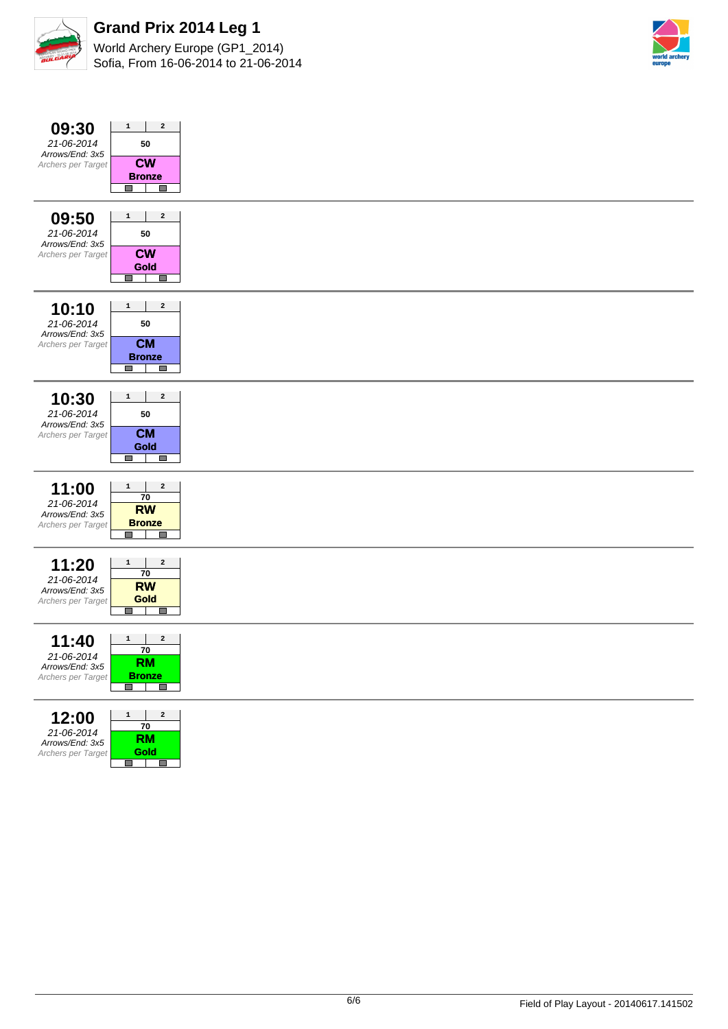# Grand Prix 2014 Leg 1

World Archery Europe (GP1_2014)
Sofia, From 16-06-2014 to 21-06-2014

**09:30**
*21-06-2014*
*Arrows/End: 3x5*
*Archers per Target*

| 1 | 2 |
|---|---|
| 50 | |
| **CW Bronze** | |

**09:50**
*21-06-2014*
*Arrows/End: 3x5*
*Archers per Target*

| 1 | 2 |
|---|---|
| 50 | |
| **CW Gold** | |

**10:10**
*21-06-2014*
*Arrows/End: 3x5*
*Archers per Target*

| 1 | 2 |
|---|---|
| 50 | |
| **CM Bronze** | |

**10:30**
*21-06-2014*
*Arrows/End: 3x5*
*Archers per Target*

| 1 | 2 |
|---|---|
| 50 | |
| **CM Gold** | |

**11:00**
*21-06-2014*
*Arrows/End: 3x5*
*Archers per Target*

| 1 | 2 |
|---|---|
| 70 | |
| **RW Bronze** | |

**11:20**
*21-06-2014*
*Arrows/End: 3x5*
*Archers per Target*

| 1 | 2 |
|---|---|
| 70 | |
| **RW Gold** | |

**11:40**
*21-06-2014*
*Arrows/End: 3x5*
*Archers per Target*

| 1 | 2 |
|---|---|
| 70 | |
| **RM Bronze** | |

**12:00**
*21-06-2014*
*Arrows/End: 3x5*
*Archers per Target*

| 1 | 2 |
|---|---|
| 70 | |
| **RM Gold** | |

Field of Play Layout - 20140617.141502